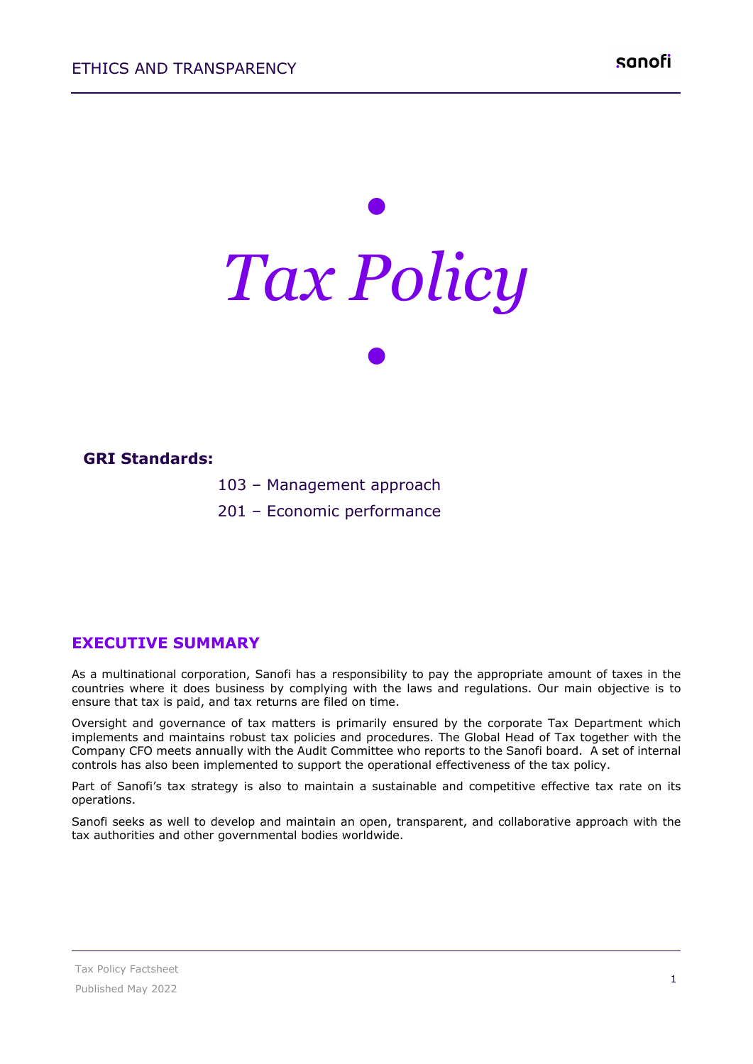# Tax Policy

**GRI Standards:**

103 – Management approach

201 – Economic performance

## EXECUTIVE SUMMARY

As a multinational corporation, Sanofi has a responsibility to pay the appropriate amount of taxes in the countries where it does business by complying with the laws and regulations. Our main objective is to ensure that tax is paid, and tax returns are filed on time.

Oversight and governance of tax matters is primarily ensured by the corporate Tax Department which implements and maintains robust tax policies and procedures. The Global Head of Tax together with the Company CFO meets annually with the Audit Committee who reports to the Sanofi board. A set of internal controls has also been implemented to support the operational effectiveness of the tax policy.

Part of Sanofi's tax strategy is also to maintain a sustainable and competitive effective tax rate on its operations.

Sanofi seeks as well to develop and maintain an open, transparent, and collaborative approach with the tax authorities and other governmental bodies worldwide.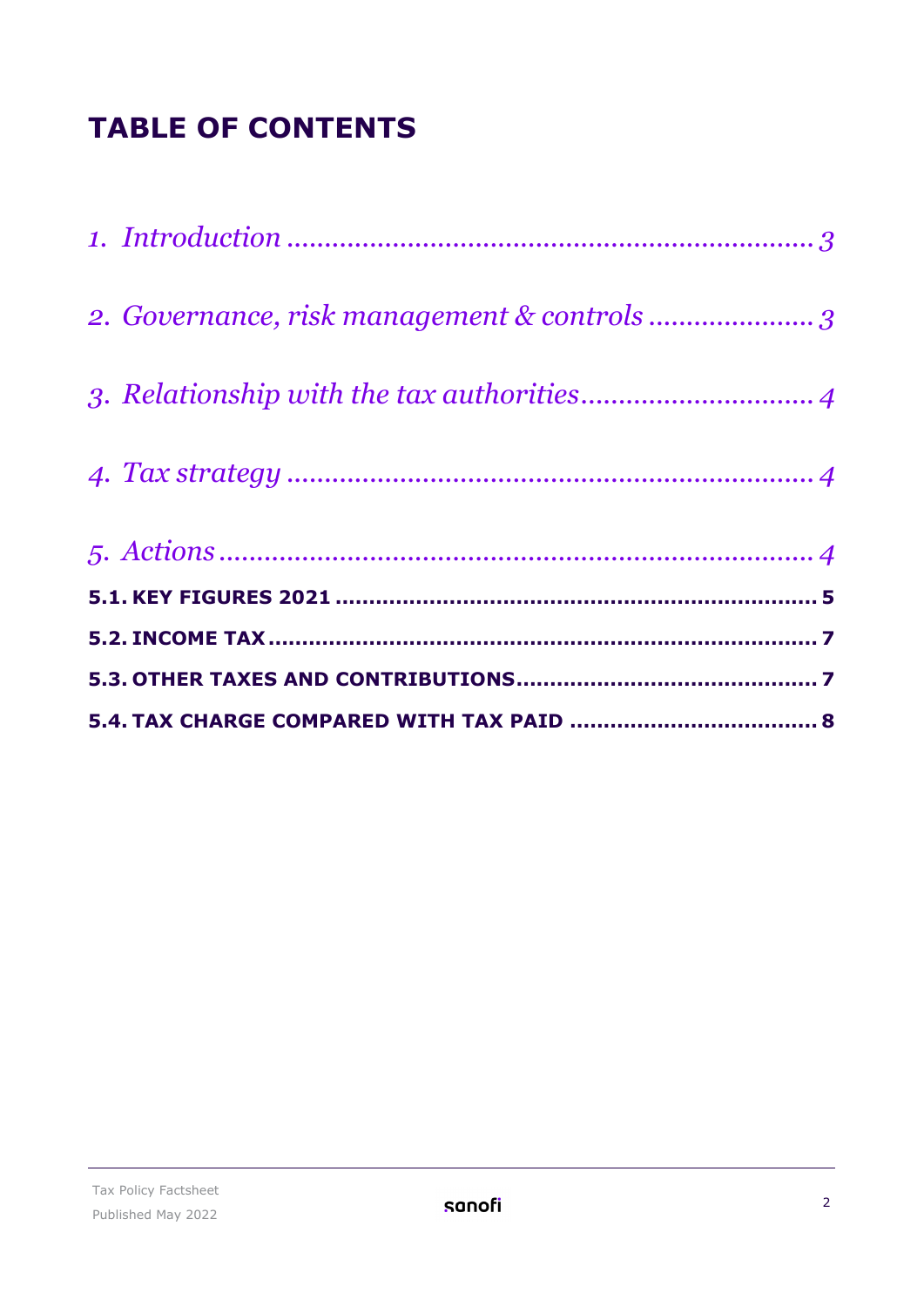# TABLE OF CONTENTS

*1. Introduction* .................................................................. 3

*2. Governance, risk management & controls* ...................... 3

*3. Relationship with the tax authorities* ............................. 4

*4. Tax strategy* .................................................................. 4

*5. Actions* ........................................................................... 4

**5.1. KEY FIGURES 2021** ....................................................................... 5

**5.2. INCOME TAX** ................................................................................. 7

**5.3. OTHER TAXES AND CONTRIBUTIONS** ............................................ 7

**5.4. TAX CHARGE COMPARED WITH TAX PAID** .................................... 8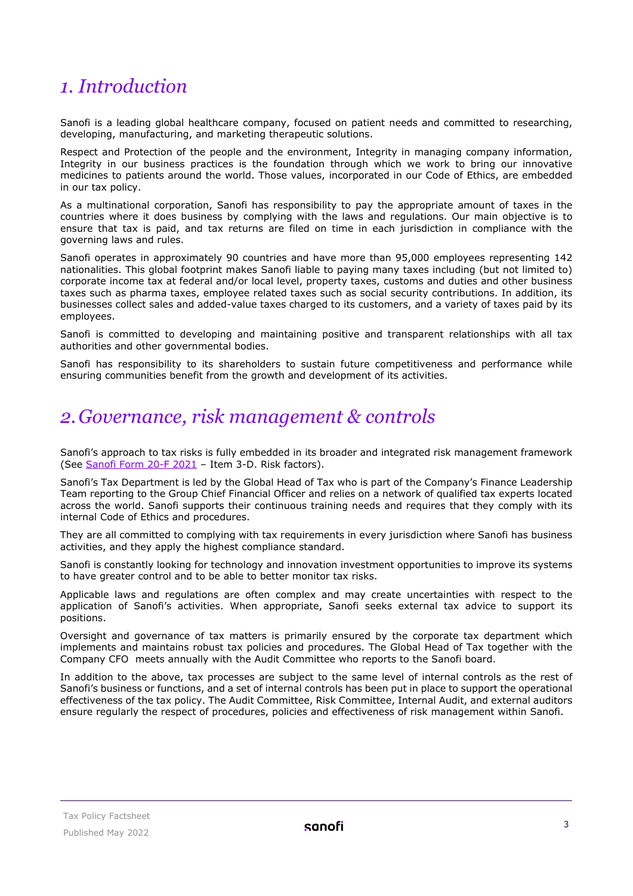# *1. Introduction*

Sanofi is a leading global healthcare company, focused on patient needs and committed to researching, developing, manufacturing, and marketing therapeutic solutions.

Respect and Protection of the people and the environment, Integrity in managing company information, Integrity in our business practices is the foundation through which we work to bring our innovative medicines to patients around the world. Those values, incorporated in our Code of Ethics, are embedded in our tax policy.

As a multinational corporation, Sanofi has responsibility to pay the appropriate amount of taxes in the countries where it does business by complying with the laws and regulations. Our main objective is to ensure that tax is paid, and tax returns are filed on time in each jurisdiction in compliance with the governing laws and rules.

Sanofi operates in approximately 90 countries and have more than 95,000 employees representing 142 nationalities. This global footprint makes Sanofi liable to paying many taxes including (but not limited to) corporate income tax at federal and/or local level, property taxes, customs and duties and other business taxes such as pharma taxes, employee related taxes such as social security contributions. In addition, its businesses collect sales and added-value taxes charged to its customers, and a variety of taxes paid by its employees.

Sanofi is committed to developing and maintaining positive and transparent relationships with all tax authorities and other governmental bodies.

Sanofi has responsibility to its shareholders to sustain future competitiveness and performance while ensuring communities benefit from the growth and development of its activities.

# *2. Governance, risk management & controls*

Sanofi's approach to tax risks is fully embedded in its broader and integrated risk management framework (See Sanofi Form 20-F 2021 – Item 3-D. Risk factors).

Sanofi's Tax Department is led by the Global Head of Tax who is part of the Company's Finance Leadership Team reporting to the Group Chief Financial Officer and relies on a network of qualified tax experts located across the world. Sanofi supports their continuous training needs and requires that they comply with its internal Code of Ethics and procedures.

They are all committed to complying with tax requirements in every jurisdiction where Sanofi has business activities, and they apply the highest compliance standard.

Sanofi is constantly looking for technology and innovation investment opportunities to improve its systems to have greater control and to be able to better monitor tax risks.

Applicable laws and regulations are often complex and may create uncertainties with respect to the application of Sanofi's activities. When appropriate, Sanofi seeks external tax advice to support its positions.

Oversight and governance of tax matters is primarily ensured by the corporate tax department which implements and maintains robust tax policies and procedures. The Global Head of Tax together with the Company CFO meets annually with the Audit Committee who reports to the Sanofi board.

In addition to the above, tax processes are subject to the same level of internal controls as the rest of Sanofi's business or functions, and a set of internal controls has been put in place to support the operational effectiveness of the tax policy. The Audit Committee, Risk Committee, Internal Audit, and external auditors ensure regularly the respect of procedures, policies and effectiveness of risk management within Sanofi.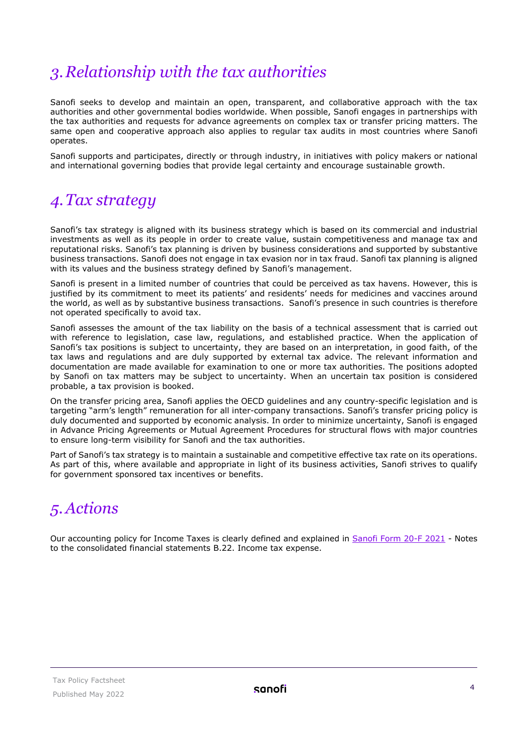## 3. Relationship with the tax authorities

Sanofi seeks to develop and maintain an open, transparent, and collaborative approach with the tax authorities and other governmental bodies worldwide. When possible, Sanofi engages in partnerships with the tax authorities and requests for advance agreements on complex tax or transfer pricing matters. The same open and cooperative approach also applies to regular tax audits in most countries where Sanofi operates.

Sanofi supports and participates, directly or through industry, in initiatives with policy makers or national and international governing bodies that provide legal certainty and encourage sustainable growth.

## 4. Tax strategy

Sanofi's tax strategy is aligned with its business strategy which is based on its commercial and industrial investments as well as its people in order to create value, sustain competitiveness and manage tax and reputational risks. Sanofi's tax planning is driven by business considerations and supported by substantive business transactions. Sanofi does not engage in tax evasion nor in tax fraud. Sanofi tax planning is aligned with its values and the business strategy defined by Sanofi's management.

Sanofi is present in a limited number of countries that could be perceived as tax havens. However, this is justified by its commitment to meet its patients' and residents' needs for medicines and vaccines around the world, as well as by substantive business transactions. Sanofi's presence in such countries is therefore not operated specifically to avoid tax.

Sanofi assesses the amount of the tax liability on the basis of a technical assessment that is carried out with reference to legislation, case law, regulations, and established practice. When the application of Sanofi's tax positions is subject to uncertainty, they are based on an interpretation, in good faith, of the tax laws and regulations and are duly supported by external tax advice. The relevant information and documentation are made available for examination to one or more tax authorities. The positions adopted by Sanofi on tax matters may be subject to uncertainty. When an uncertain tax position is considered probable, a tax provision is booked.

On the transfer pricing area, Sanofi applies the OECD guidelines and any country-specific legislation and is targeting "arm's length" remuneration for all inter-company transactions. Sanofi's transfer pricing policy is duly documented and supported by economic analysis. In order to minimize uncertainty, Sanofi is engaged in Advance Pricing Agreements or Mutual Agreement Procedures for structural flows with major countries to ensure long-term visibility for Sanofi and the tax authorities.

Part of Sanofi's tax strategy is to maintain a sustainable and competitive effective tax rate on its operations. As part of this, where available and appropriate in light of its business activities, Sanofi strives to qualify for government sponsored tax incentives or benefits.

## 5. Actions

Our accounting policy for Income Taxes is clearly defined and explained in Sanofi Form 20-F 2021 - Notes to the consolidated financial statements B.22. Income tax expense.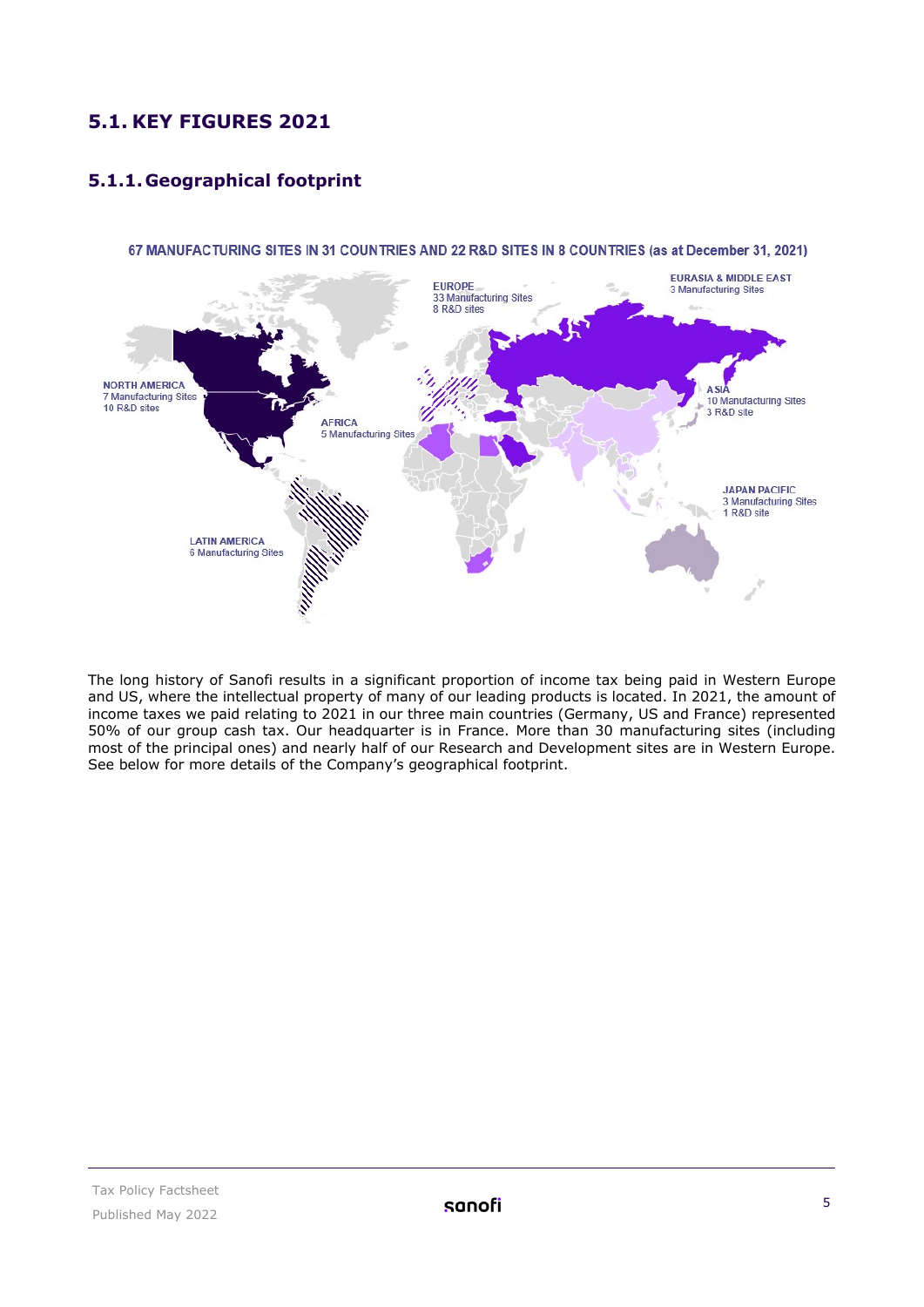## 5.1. KEY FIGURES 2021

### 5.1.1. Geographical footprint

67 MANUFACTURING SITES IN 31 COUNTRIES AND 22 R&D SITES IN 8 COUNTRIES (as at December 31, 2021)

- NORTH AMERICA: 7 Manufacturing Sites, 10 R&D sites
- EUROPE: 33 Manufacturing Sites, 8 R&D sites
- EURASIA & MIDDLE EAST: 3 Manufacturing Sites
- ASIA: 10 Manufacturing Sites, 3 R&D site
- AFRICA: 5 Manufacturing Sites
- JAPAN PACIFIC: 3 Manufacturing Sites, 1 R&D site
- LATIN AMERICA: 6 Manufacturing Sites

The long history of Sanofi results in a significant proportion of income tax being paid in Western Europe and US, where the intellectual property of many of our leading products is located. In 2021, the amount of income taxes we paid relating to 2021 in our three main countries (Germany, US and France) represented 50% of our group cash tax. Our headquarter is in France. More than 30 manufacturing sites (including most of the principal ones) and nearly half of our Research and Development sites are in Western Europe. See below for more details of the Company's geographical footprint.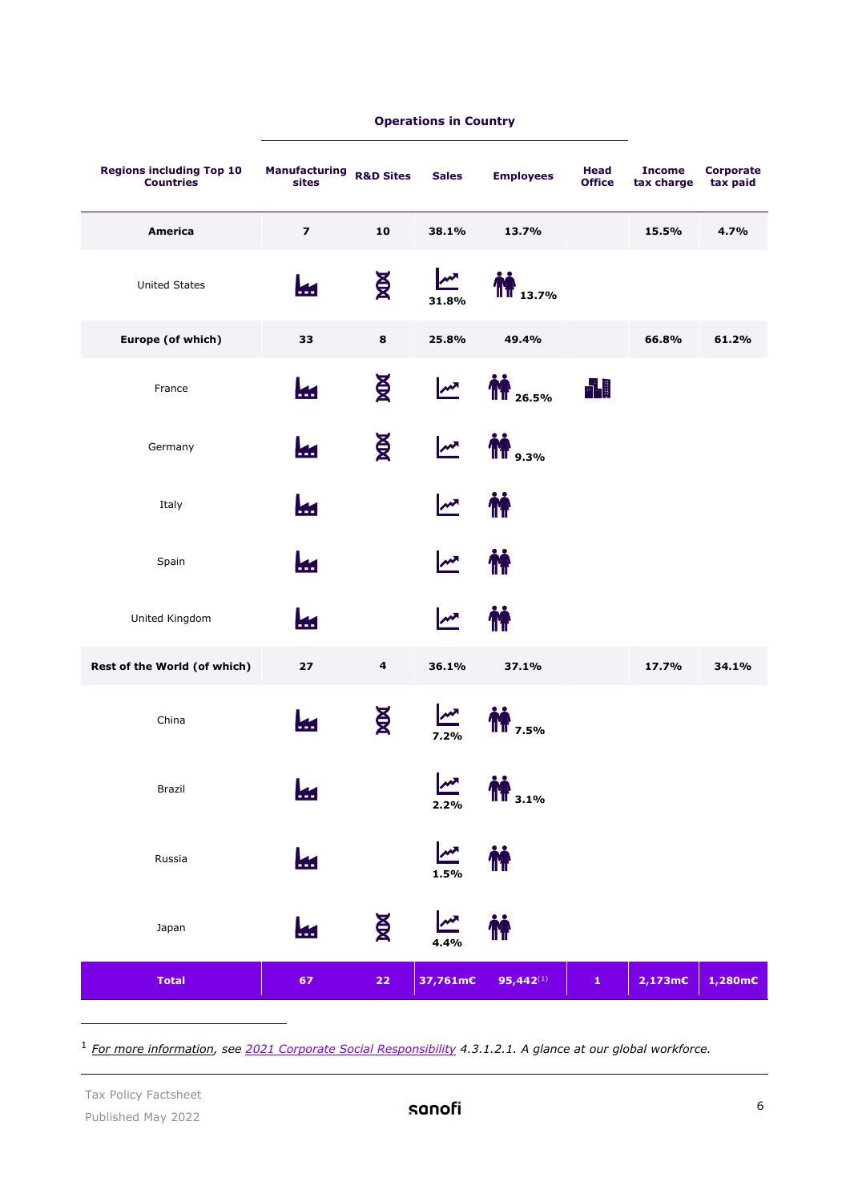| Regions including Top 10 Countries | Operations in Country | | | | | Income tax charge | Corporate tax paid |
|---|---|---|---|---|---|---|---|
| | **Manufacturing sites** | **R&D Sites** | **Sales** | **Employees** | **Head Office** | | |
| **America** | **7** | **10** | **38.1%** | **13.7%** | | **15.5%** | **4.7%** |
| United States | ✓ | ✓ | **31.8%** | **13.7%** | | | |
| **Europe (of which)** | **33** | **8** | **25.8%** | **49.4%** | | **66.8%** | **61.2%** |
| France | ✓ | ✓ | ✓ | **26.5%** | ✓ | | |
| Germany | ✓ | ✓ | ✓ | **9.3%** | | | |
| Italy | ✓ | | ✓ | ✓ | | | |
| Spain | ✓ | | ✓ | ✓ | | | |
| United Kingdom | ✓ | | ✓ | ✓ | | | |
| **Rest of the World (of which)** | **27** | **4** | **36.1%** | **37.1%** | | **17.7%** | **34.1%** |
| China | ✓ | ✓ | **7.2%** | **7.5%** | | | |
| Brazil | ✓ | | **2.2%** | **3.1%** | | | |
| Russia | ✓ | | **1.5%** | ✓ | | | |
| Japan | ✓ | ✓ | **4.4%** | ✓ | | | |
| **Total** | **67** | **22** | **37,761m€** | **95,442**[1] | **1** | **2,173m€** | **1,280m€** |

[1] *For more information, see 2021 Corporate Social Responsibility 4.3.1.2.1. A glance at our global workforce.*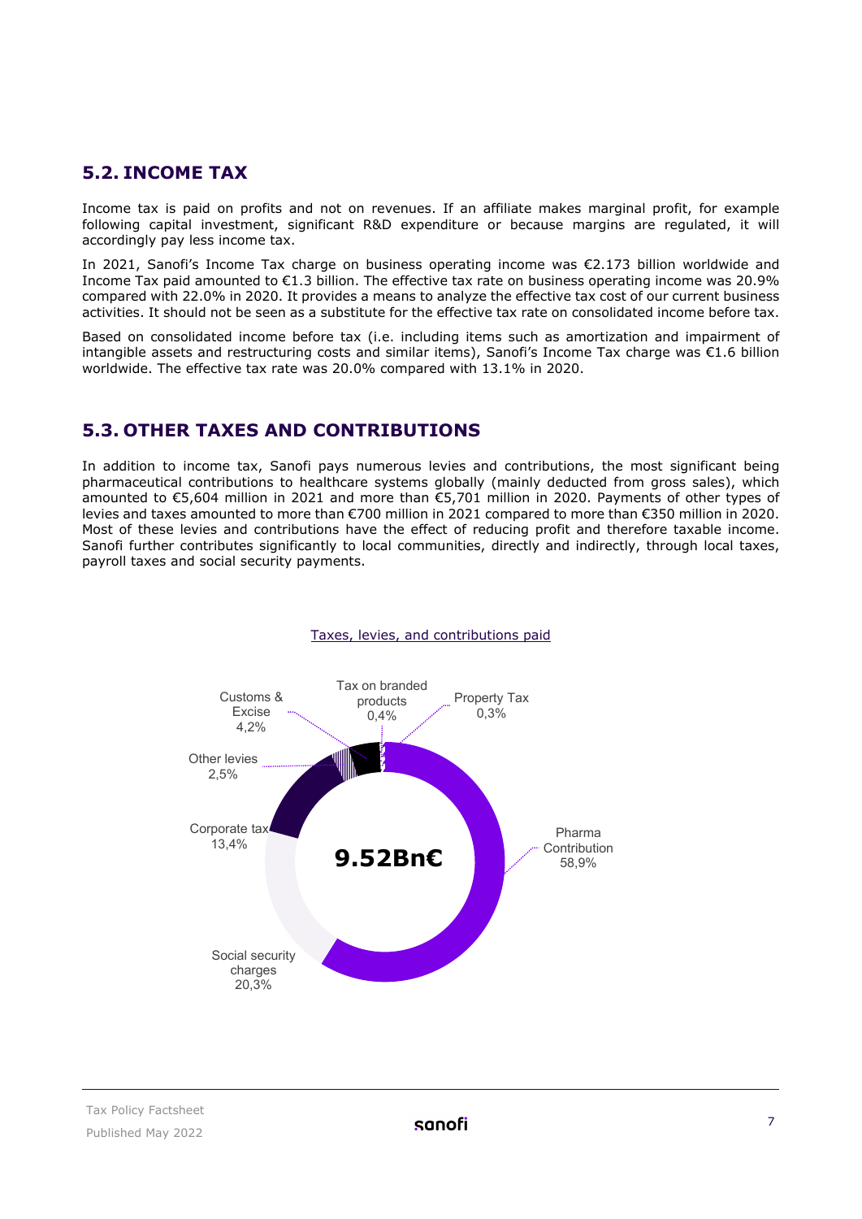## 5.2. INCOME TAX

Income tax is paid on profits and not on revenues. If an affiliate makes marginal profit, for example following capital investment, significant R&D expenditure or because margins are regulated, it will accordingly pay less income tax.

In 2021, Sanofi's Income Tax charge on business operating income was €2.173 billion worldwide and Income Tax paid amounted to €1.3 billion. The effective tax rate on business operating income was 20.9% compared with 22.0% in 2020. It provides a means to analyze the effective tax cost of our current business activities. It should not be seen as a substitute for the effective tax rate on consolidated income before tax.

Based on consolidated income before tax (i.e. including items such as amortization and impairment of intangible assets and restructuring costs and similar items), Sanofi's Income Tax charge was €1.6 billion worldwide. The effective tax rate was 20.0% compared with 13.1% in 2020.

## 5.3. OTHER TAXES AND CONTRIBUTIONS

In addition to income tax, Sanofi pays numerous levies and contributions, the most significant being pharmaceutical contributions to healthcare systems globally (mainly deducted from gross sales), which amounted to €5,604 million in 2021 and more than €5,701 million in 2020. Payments of other types of levies and taxes amounted to more than €700 million in 2021 compared to more than €350 million in 2020. Most of these levies and contributions have the effect of reducing profit and therefore taxable income. Sanofi further contributes significantly to local communities, directly and indirectly, through local taxes, payroll taxes and social security payments.

Taxes, levies, and contributions paid

**9.52Bn€**

- Pharma Contribution 58,9%
- Social security charges 20,3%
- Corporate tax 13,4%
- Other levies 2,5%
- Customs & Excise 4,2%
- Tax on branded products 0,4%
- Property Tax 0,3%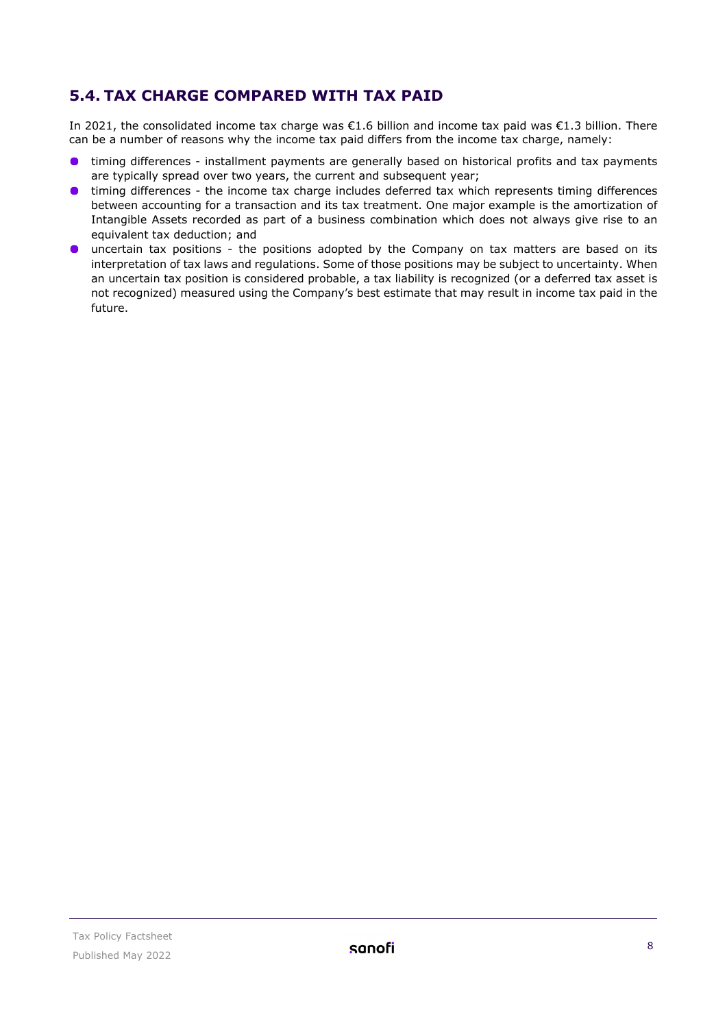## 5.4. TAX CHARGE COMPARED WITH TAX PAID

In 2021, the consolidated income tax charge was €1.6 billion and income tax paid was €1.3 billion. There can be a number of reasons why the income tax paid differs from the income tax charge, namely:

- timing differences - installment payments are generally based on historical profits and tax payments are typically spread over two years, the current and subsequent year;
- timing differences - the income tax charge includes deferred tax which represents timing differences between accounting for a transaction and its tax treatment. One major example is the amortization of Intangible Assets recorded as part of a business combination which does not always give rise to an equivalent tax deduction; and
- uncertain tax positions - the positions adopted by the Company on tax matters are based on its interpretation of tax laws and regulations. Some of those positions may be subject to uncertainty. When an uncertain tax position is considered probable, a tax liability is recognized (or a deferred tax asset is not recognized) measured using the Company's best estimate that may result in income tax paid in the future.